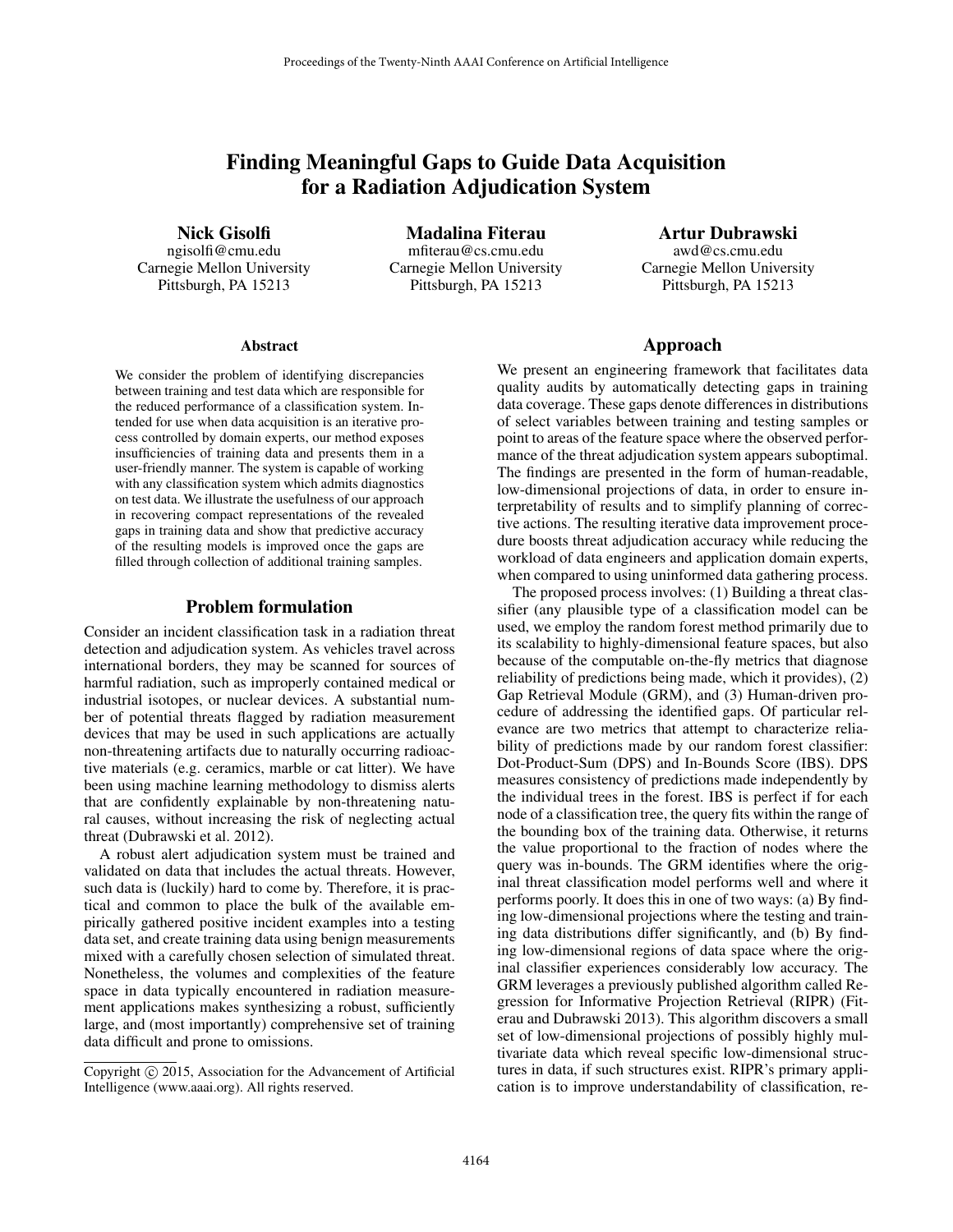# Finding Meaningful Gaps to Guide Data Acquisition for a Radiation Adjudication System

**Nick Gisolfi**
ngisolfi@cmu.edu
Carnegie Mellon University
Pittsburgh, PA 15213

**Madalina Fiterau**
mfiterau@cs.cmu.edu
Carnegie Mellon University
Pittsburgh, PA 15213

**Artur Dubrawski**
awd@cs.cmu.edu
Carnegie Mellon University
Pittsburgh, PA 15213

### Abstract

We consider the problem of identifying discrepancies between training and test data which are responsible for the reduced performance of a classification system. Intended for use when data acquisition is an iterative process controlled by domain experts, our method exposes insufficiencies of training data and presents them in a user-friendly manner. The system is capable of working with any classification system which admits diagnostics on test data. We illustrate the usefulness of our approach in recovering compact representations of the revealed gaps in training data and show that predictive accuracy of the resulting models is improved once the gaps are filled through collection of additional training samples.

## Problem formulation

Consider an incident classification task in a radiation threat detection and adjudication system. As vehicles travel across international borders, they may be scanned for sources of harmful radiation, such as improperly contained medical or industrial isotopes, or nuclear devices. A substantial number of potential threats flagged by radiation measurement devices that may be used in such applications are actually non-threatening artifacts due to naturally occurring radioactive materials (e.g. ceramics, marble or cat litter). We have been using machine learning methodology to dismiss alerts that are confidently explainable by non-threatening natural causes, without increasing the risk of neglecting actual threat (Dubrawski et al. 2012).

A robust alert adjudication system must be trained and validated on data that includes the actual threats. However, such data is (luckily) hard to come by. Therefore, it is practical and common to place the bulk of the available empirically gathered positive incident examples into a testing data set, and create training data using benign measurements mixed with a carefully chosen selection of simulated threat. Nonetheless, the volumes and complexities of the feature space in data typically encountered in radiation measurement applications makes synthesizing a robust, sufficiently large, and (most importantly) comprehensive set of training data difficult and prone to omissions.

Copyright © 2015, Association for the Advancement of Artificial Intelligence (www.aaai.org). All rights reserved.

## Approach

We present an engineering framework that facilitates data quality audits by automatically detecting gaps in training data coverage. These gaps denote differences in distributions of select variables between training and testing samples or point to areas of the feature space where the observed performance of the threat adjudication system appears suboptimal. The findings are presented in the form of human-readable, low-dimensional projections of data, in order to ensure interpretability of results and to simplify planning of corrective actions. The resulting iterative data improvement procedure boosts threat adjudication accuracy while reducing the workload of data engineers and application domain experts, when compared to using uninformed data gathering process.

The proposed process involves: (1) Building a threat classifier (any plausible type of a classification model can be used, we employ the random forest method primarily due to its scalability to highly-dimensional feature spaces, but also because of the computable on-the-fly metrics that diagnose reliability of predictions being made, which it provides), (2) Gap Retrieval Module (GRM), and (3) Human-driven procedure of addressing the identified gaps. Of particular relevance are two metrics that attempt to characterize reliability of predictions made by our random forest classifier: Dot-Product-Sum (DPS) and In-Bounds Score (IBS). DPS measures consistency of predictions made independently by the individual trees in the forest. IBS is perfect if for each node of a classification tree, the query fits within the range of the bounding box of the training data. Otherwise, it returns the value proportional to the fraction of nodes where the query was in-bounds. The GRM identifies where the original threat classification model performs well and where it performs poorly. It does this in one of two ways: (a) By finding low-dimensional projections where the testing and training data distributions differ significantly, and (b) By finding low-dimensional regions of data space where the original classifier experiences considerably low accuracy. The GRM leverages a previously published algorithm called Regression for Informative Projection Retrieval (RIPR) (Fiterau and Dubrawski 2013). This algorithm discovers a small set of low-dimensional projections of possibly highly multivariate data which reveal specific low-dimensional structures in data, if such structures exist. RIPR's primary application is to improve understandability of classification, re-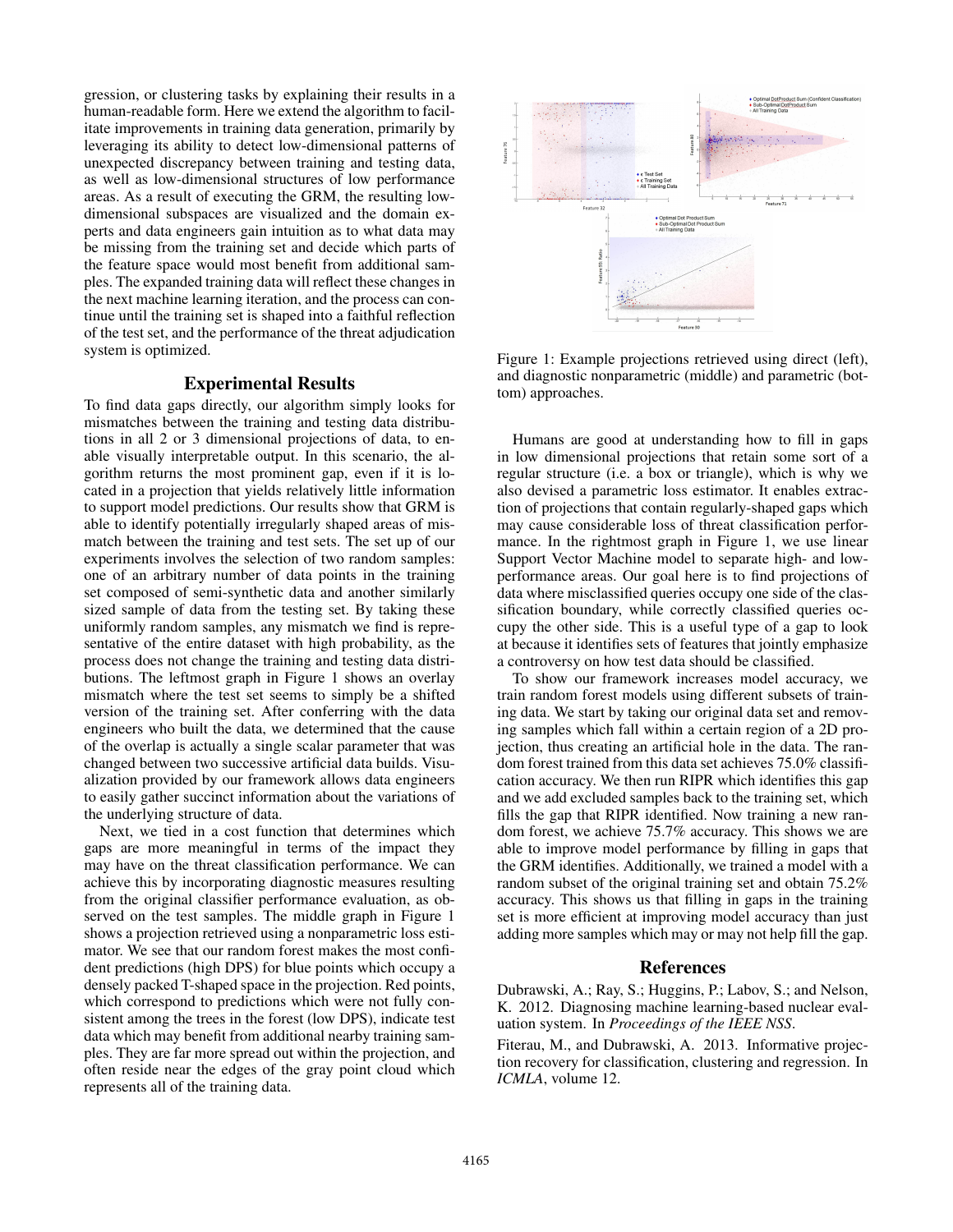gression, or clustering tasks by explaining their results in a human-readable form. Here we extend the algorithm to facilitate improvements in training data generation, primarily by leveraging its ability to detect low-dimensional patterns of unexpected discrepancy between training and testing data, as well as low-dimensional structures of low performance areas. As a result of executing the GRM, the resulting low-dimensional subspaces are visualized and the domain experts and data engineers gain intuition as to what data may be missing from the training set and decide which parts of the feature space would most benefit from additional samples. The expanded training data will reflect these changes in the next machine learning iteration, and the process can continue until the training set is shaped into a faithful reflection of the test set, and the performance of the threat adjudication system is optimized.

## Experimental Results

To find data gaps directly, our algorithm simply looks for mismatches between the training and testing data distributions in all 2 or 3 dimensional projections of data, to enable visually interpretable output. In this scenario, the algorithm returns the most prominent gap, even if it is located in a projection that yields relatively little information to support model predictions. Our results show that GRM is able to identify potentially irregularly shaped areas of mismatch between the training and test sets. The set up of our experiments involves the selection of two random samples: one of an arbitrary number of data points in the training set composed of semi-synthetic data and another similarly sized sample of data from the testing set. By taking these uniformly random samples, any mismatch we find is representative of the entire dataset with high probability, as the process does not change the training and testing data distributions. The leftmost graph in Figure 1 shows an overlay mismatch where the test set seems to simply be a shifted version of the training set. After conferring with the data engineers who built the data, we determined that the cause of the overlap is actually a single scalar parameter that was changed between two successive artificial data builds. Visualization provided by our framework allows data engineers to easily gather succinct information about the variations of the underlying structure of data.

Next, we tied in a cost function that determines which gaps are more meaningful in terms of the impact they may have on the threat classification performance. We can achieve this by incorporating diagnostic measures resulting from the original classifier performance evaluation, as observed on the test samples. The middle graph in Figure 1 shows a projection retrieved using a nonparametric loss estimator. We see that our random forest makes the most confident predictions (high DPS) for blue points which occupy a densely packed T-shaped space in the projection. Red points, which correspond to predictions which were not fully consistent among the trees in the forest (low DPS), indicate test data which may benefit from additional nearby training samples. They are far more spread out within the projection, and often reside near the edges of the gray point cloud which represents all of the training data.

Figure 1: Example projections retrieved using direct (left), and diagnostic nonparametric (middle) and parametric (bottom) approaches.

Humans are good at understanding how to fill in gaps in low dimensional projections that retain some sort of a regular structure (i.e. a box or triangle), which is why we also devised a parametric loss estimator. It enables extraction of projections that contain regularly-shaped gaps which may cause considerable loss of threat classification performance. In the rightmost graph in Figure 1, we use linear Support Vector Machine model to separate high- and low-performance areas. Our goal here is to find projections of data where misclassified queries occupy one side of the classification boundary, while correctly classified queries occupy the other side. This is a useful type of a gap to look at because it identifies sets of features that jointly emphasize a controversy on how test data should be classified.

To show our framework increases model accuracy, we train random forest models using different subsets of training data. We start by taking our original data set and removing samples which fall within a certain region of a 2D projection, thus creating an artificial hole in the data. The random forest trained from this data set achieves 75.0% classification accuracy. We then run RIPR which identifies this gap and we add excluded samples back to the training set, which fills the gap that RIPR identified. Now training a new random forest, we achieve 75.7% accuracy. This shows we are able to improve model performance by filling in gaps that the GRM identifies. Additionally, we trained a model with a random subset of the original training set and obtain 75.2% accuracy. This shows us that filling in gaps in the training set is more efficient at improving model accuracy than just adding more samples which may or may not help fill the gap.

## References

Dubrawski, A.; Ray, S.; Huggins, P.; Labov, S.; and Nelson, K. 2012. Diagnosing machine learning-based nuclear evaluation system. In *Proceedings of the IEEE NSS*.

Fiterau, M., and Dubrawski, A. 2013. Informative projection recovery for classification, clustering and regression. In *ICMLA*, volume 12.